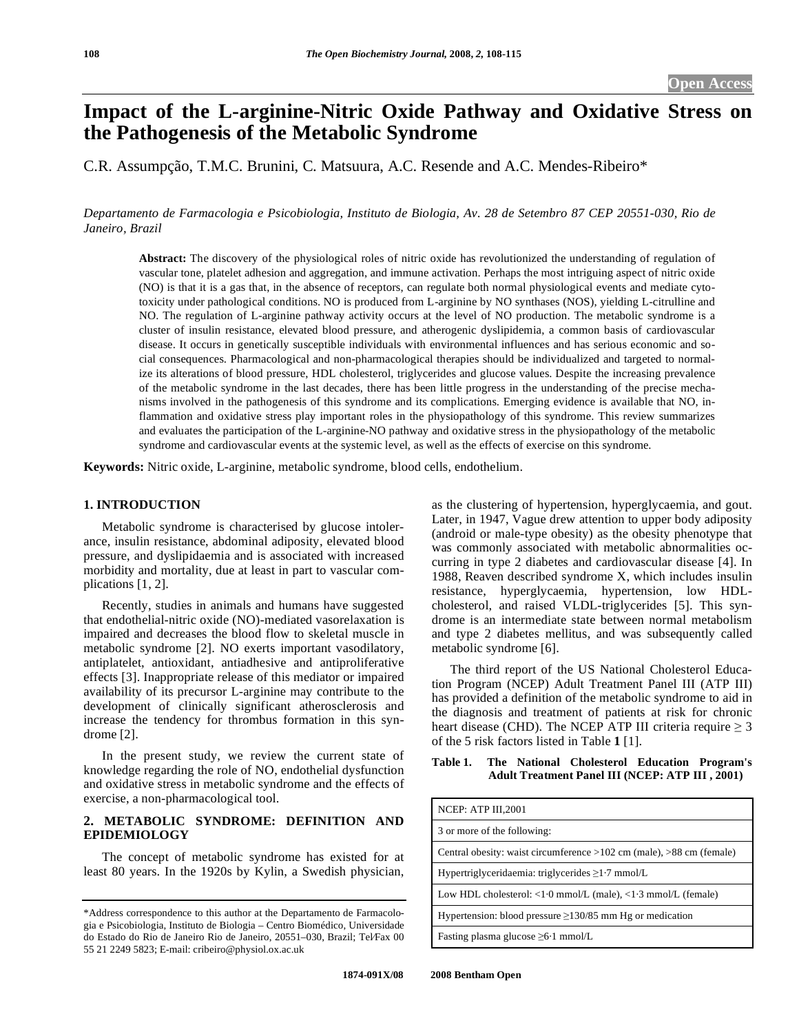# Impact of the L-arginine-Nitric Oxide Pathway and Oxidative Stress on the Pathogenesis of the Metabolic Syndrome

C.R. Assumpção, T.M.C. Brunini, C. Matsuura, A.C. Resende and A.C. Mendes-Ribeiro*

*Departamento de Farmacologia e Psicobiologia, Instituto de Biologia, Av. 28 de Setembro 87 CEP 20551-030, Rio de Janeiro, Brazil*

**Abstract:** The discovery of the physiological roles of nitric oxide has revolutionized the understanding of regulation of vascular tone, platelet adhesion and aggregation, and immune activation. Perhaps the most intriguing aspect of nitric oxide (NO) is that it is a gas that, in the absence of receptors, can regulate both normal physiological events and mediate cytotoxicity under pathological conditions. NO is produced from L-arginine by NO synthases (NOS), yielding L-citrulline and NO. The regulation of L-arginine pathway activity occurs at the level of NO production. The metabolic syndrome is a cluster of insulin resistance, elevated blood pressure, and atherogenic dyslipidemia, a common basis of cardiovascular disease. It occurs in genetically susceptible individuals with environmental influences and has serious economic and social consequences. Pharmacological and non-pharmacological therapies should be individualized and targeted to normalize its alterations of blood pressure, HDL cholesterol, triglycerides and glucose values. Despite the increasing prevalence of the metabolic syndrome in the last decades, there has been little progress in the understanding of the precise mechanisms involved in the pathogenesis of this syndrome and its complications. Emerging evidence is available that NO, inflammation and oxidative stress play important roles in the physiopathology of this syndrome. This review summarizes and evaluates the participation of the L-arginine-NO pathway and oxidative stress in the physiopathology of the metabolic syndrome and cardiovascular events at the systemic level, as well as the effects of exercise on this syndrome.

**Keywords:** Nitric oxide, L-arginine, metabolic syndrome, blood cells, endothelium.

## 1. INTRODUCTION

Metabolic syndrome is characterised by glucose intolerance, insulin resistance, abdominal adiposity, elevated blood pressure, and dyslipidaemia and is associated with increased morbidity and mortality, due at least in part to vascular complications [1, 2].

Recently, studies in animals and humans have suggested that endothelial-nitric oxide (NO)-mediated vasorelaxation is impaired and decreases the blood flow to skeletal muscle in metabolic syndrome [2]. NO exerts important vasodilatory, antiplatelet, antioxidant, antiadhesive and antiproliferative effects [3]. Inappropriate release of this mediator or impaired availability of its precursor L-arginine may contribute to the development of clinically significant atherosclerosis and increase the tendency for thrombus formation in this syndrome [2].

In the present study, we review the current state of knowledge regarding the role of NO, endothelial dysfunction and oxidative stress in metabolic syndrome and the effects of exercise, a non-pharmacological tool.

## 2. METABOLIC SYNDROME: DEFINITION AND EPIDEMIOLOGY

The concept of metabolic syndrome has existed for at least 80 years. In the 1920s by Kylin, a Swedish physician, as the clustering of hypertension, hyperglycaemia, and gout. Later, in 1947, Vague drew attention to upper body adiposity (android or male-type obesity) as the obesity phenotype that was commonly associated with metabolic abnormalities occurring in type 2 diabetes and cardiovascular disease [4]. In 1988, Reaven described syndrome X, which includes insulin resistance, hyperglycaemia, hypertension, low HDL-cholesterol, and raised VLDL-triglycerides [5]. This syndrome is an intermediate state between normal metabolism and type 2 diabetes mellitus, and was subsequently called metabolic syndrome [6].

The third report of the US National Cholesterol Education Program (NCEP) Adult Treatment Panel III (ATP III) has provided a definition of the metabolic syndrome to aid in the diagnosis and treatment of patients at risk for chronic heart disease (CHD). The NCEP ATP III criteria require ≥ 3 of the 5 risk factors listed in Table **1** [1].

**Table 1. The National Cholesterol Education Program's Adult Treatment Panel III (NCEP: ATP III , 2001)**

| NCEP: ATP III,2001 |
|---|
| 3 or more of the following: |
| Central obesity: waist circumference >102 cm (male), >88 cm (female) |
| Hypertriglyceridaemia: triglycerides ≥1·7 mmol/L |
| Low HDL cholesterol: <1·0 mmol/L (male), <1·3 mmol/L (female) |
| Hypertension: blood pressure ≥130/85 mm Hg or medication |
| Fasting plasma glucose ≥6·1 mmol/L |

*Address correspondence to this author at the Departamento de Farmacologia e Psicobiologia, Instituto de Biologia – Centro Biomédico, Universidade do Estado do Rio de Janeiro Rio de Janeiro, 20551–030, Brazil; Tel/Fax 00 55 21 2249 5823; E-mail: cribeiro@physiol.ox.ac.uk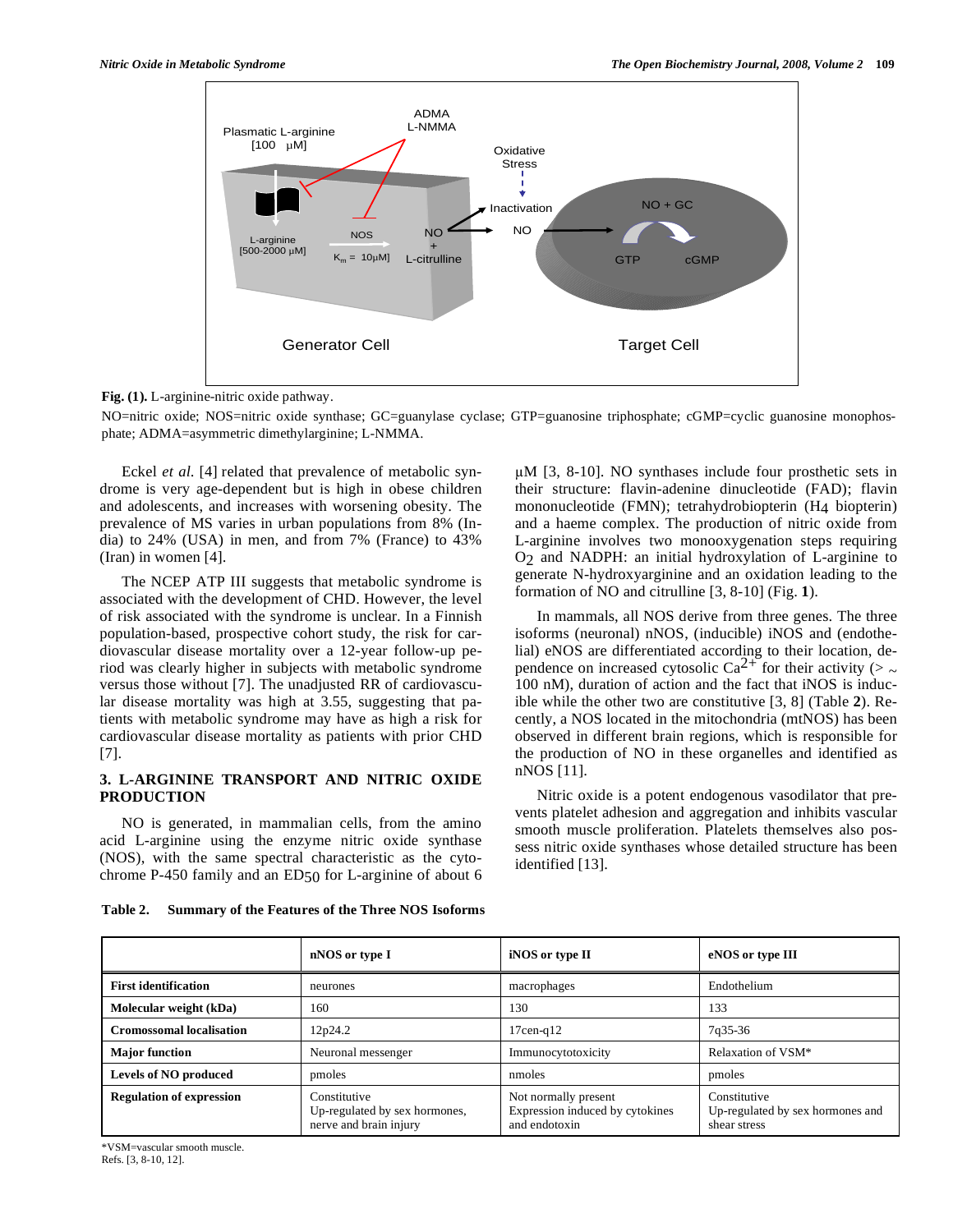**Fig. (1).** L-arginine-nitric oxide pathway.

NO=nitric oxide; NOS=nitric oxide synthase; GC=guanylase cyclase; GTP=guanosine triphosphate; cGMP=cyclic guanosine monophosphate; ADMA=asymmetric dimethylarginine; L-NMMA.

Eckel *et al.* [4] related that prevalence of metabolic syndrome is very age-dependent but is high in obese children and adolescents, and increases with worsening obesity. The prevalence of MS varies in urban populations from 8% (India) to 24% (USA) in men, and from 7% (France) to 43% (Iran) in women [4].

The NCEP ATP III suggests that metabolic syndrome is associated with the development of CHD. However, the level of risk associated with the syndrome is unclear. In a Finnish population-based, prospective cohort study, the risk for cardiovascular disease mortality over a 12-year follow-up period was clearly higher in subjects with metabolic syndrome versus those without [7]. The unadjusted RR of cardiovascular disease mortality was high at 3.55, suggesting that patients with metabolic syndrome may have as high a risk for cardiovascular disease mortality as patients with prior CHD [7].

## 3. L-ARGININE TRANSPORT AND NITRIC OXIDE PRODUCTION

NO is generated, in mammalian cells, from the amino acid L-arginine using the enzyme nitric oxide synthase (NOS), with the same spectral characteristic as the cytochrome P-450 family and an $ED_{50}$ for L-arginine of about 6 µM [3, 8-10]. NO synthases include four prosthetic sets in their structure: flavin-adenine dinucleotide (FAD); flavin mononucleotide (FMN); tetrahydrobiopterin ($H_4$ biopterin) and a haeme complex. The production of nitric oxide from L-arginine involves two monooxygenation steps requiring $O_2$ and NADPH: an initial hydroxylation of L-arginine to generate N-hydroxyarginine and an oxidation leading to the formation of NO and citrulline [3, 8-10] (Fig. **1**).

In mammals, all NOS derive from three genes. The three isoforms (neuronal) nNOS, (inducible) iNOS and (endothelial) eNOS are differentiated according to their location, dependence on increased cytosolic $Ca^{2+}$ for their activity (> ~ 100 nM), duration of action and the fact that iNOS is inducible while the other two are constitutive [3, 8] (Table **2**). Recently, a NOS located in the mitochondria (mtNOS) has been observed in different brain regions, which is responsible for the production of NO in these organelles and identified as nNOS [11].

Nitric oxide is a potent endogenous vasodilator that prevents platelet adhesion and aggregation and inhibits vascular smooth muscle proliferation. Platelets themselves also possess nitric oxide synthases whose detailed structure has been identified [13].

**Table 2. Summary of the Features of the Three NOS Isoforms**

| | nNOS or type I | iNOS or type II | eNOS or type III |
|---|---|---|---|
| **First identification** | neurones | macrophages | Endothelium |
| **Molecular weight (kDa)** | 160 | 130 | 133 |
| **Cromossomal localisation** | 12p24.2 | 17cen-q12 | 7q35-36 |
| **Major function** | Neuronal messenger | Immunocytotoxicity | Relaxation of VSM* |
| **Levels of NO produced** | pmoles | nmoles | pmoles |
| **Regulation of expression** | Constitutive<br>Up-regulated by sex hormones, nerve and brain injury | Not normally present<br>Expression induced by cytokines and endotoxin | Constitutive<br>Up-regulated by sex hormones and shear stress |

*VSM=vascular smooth muscle.
Refs. [3, 8-10, 12].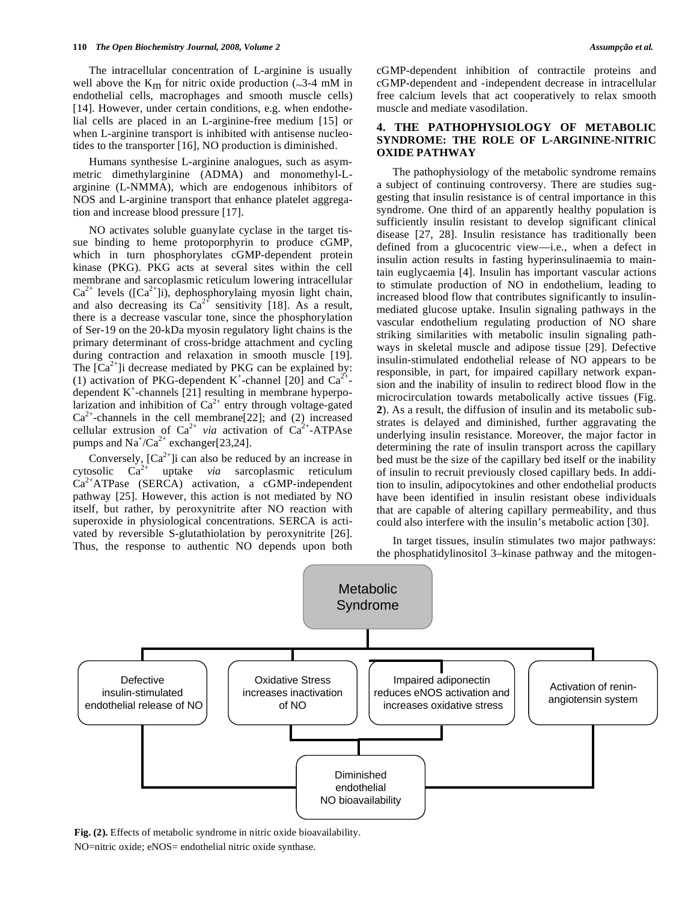The intracellular concentration of L-arginine is usually well above the $K_m$ for nitric oxide production (~3-4 mM in endothelial cells, macrophages and smooth muscle cells) [14]. However, under certain conditions, e.g. when endothelial cells are placed in an L-arginine-free medium [15] or when L-arginine transport is inhibited with antisense nucleotides to the transporter [16], NO production is diminished.

Humans synthesise L-arginine analogues, such as asymmetric dimethylarginine (ADMA) and monomethyl-L-arginine (L-NMMA), which are endogenous inhibitors of NOS and L-arginine transport that enhance platelet aggregation and increase blood pressure [17].

NO activates soluble guanylate cyclase in the target tissue binding to heme protoporphyrin to produce cGMP, which in turn phosphorylates cGMP-dependent protein kinase (PKG). PKG acts at several sites within the cell membrane and sarcoplasmic reticulum lowering intracellular $Ca^{2+}$ levels ($[Ca^{2+}]$i), dephosphorylaing myosin light chain, and also decreasing its $Ca^{2+}$ sensitivity [18]. As a result, there is a decrease vascular tone, since the phosphorylation of Ser-19 on the 20-kDa myosin regulatory light chains is the primary determinant of cross-bridge attachment and cycling during contraction and relaxation in smooth muscle [19]. The $[Ca^{2+}]$i decrease mediated by PKG can be explained by: (1) activation of PKG-dependent $K^+$-channel [20] and $Ca^{2+}$-dependent $K^+$-channels [21] resulting in membrane hyperpolarization and inhibition of $Ca^{2+}$ entry through voltage-gated $Ca^{2+}$-channels in the cell membrane[22]; and (2) increased cellular extrusion of $Ca^{2+}$ *via* activation of $Ca^{2+}$-ATPAse pumps and $Na^+/Ca^{2+}$ exchanger[23,24].

Conversely, $[Ca^{2+}]$i can also be reduced by an increase in cytosolic $Ca^{2+}$ uptake *via* sarcoplasmic reticulum $Ca^{2+}$ATPase (SERCA) activation, a cGMP-independent pathway [25]. However, this action is not mediated by NO itself, but rather, by peroxynitrite after NO reaction with superoxide in physiological concentrations. SERCA is activated by reversible S-glutathiolation by peroxynitrite [26]. Thus, the response to authentic NO depends upon both cGMP-dependent inhibition of contractile proteins and cGMP-dependent and -independent decrease in intracellular free calcium levels that act cooperatively to relax smooth muscle and mediate vasodilation.

## 4. THE PATHOPHYSIOLOGY OF METABOLIC SYNDROME: THE ROLE OF L-ARGININE-NITRIC OXIDE PATHWAY

The pathophysiology of the metabolic syndrome remains a subject of continuing controversy. There are studies suggesting that insulin resistance is of central importance in this syndrome. One third of an apparently healthy population is sufficiently insulin resistant to develop significant clinical disease [27, 28]. Insulin resistance has traditionally been defined from a glucocentric view—i.e., when a defect in insulin action results in fasting hyperinsulinaemia to maintain euglycaemia [4]. Insulin has important vascular actions to stimulate production of NO in endothelium, leading to increased blood flow that contributes significantly to insulin-mediated glucose uptake. Insulin signaling pathways in the vascular endothelium regulating production of NO share striking similarities with metabolic insulin signaling pathways in skeletal muscle and adipose tissue [29]. Defective insulin-stimulated endothelial release of NO appears to be responsible, in part, for impaired capillary network expansion and the inability of insulin to redirect blood flow in the microcirculation towards metabolically active tissues (Fig. **2**). As a result, the diffusion of insulin and its metabolic substrates is delayed and diminished, further aggravating the underlying insulin resistance. Moreover, the major factor in determining the rate of insulin transport across the capillary bed must be the size of the capillary bed itself or the inability of insulin to recruit previously closed capillary beds. In addition to insulin, adipocytokines and other endothelial products have been identified in insulin resistant obese individuals that are capable of altering capillary permeability, and thus could also interfere with the insulin's metabolic action [30].

In target tissues, insulin stimulates two major pathways: the phosphatidylinositol 3–kinase pathway and the mitogen-

Metabolic Syndrome

Defective insulin-stimulated endothelial release of NO | Oxidative Stress increases inactivation of NO | Impaired adiponectin reduces eNOS activation and increases oxidative stress | Activation of renin-angiotensin system

Diminished endothelial NO bioavailability

**Fig. (2).** Effects of metabolic syndrome in nitric oxide bioavailability.
NO=nitric oxide; eNOS= endothelial nitric oxide synthase.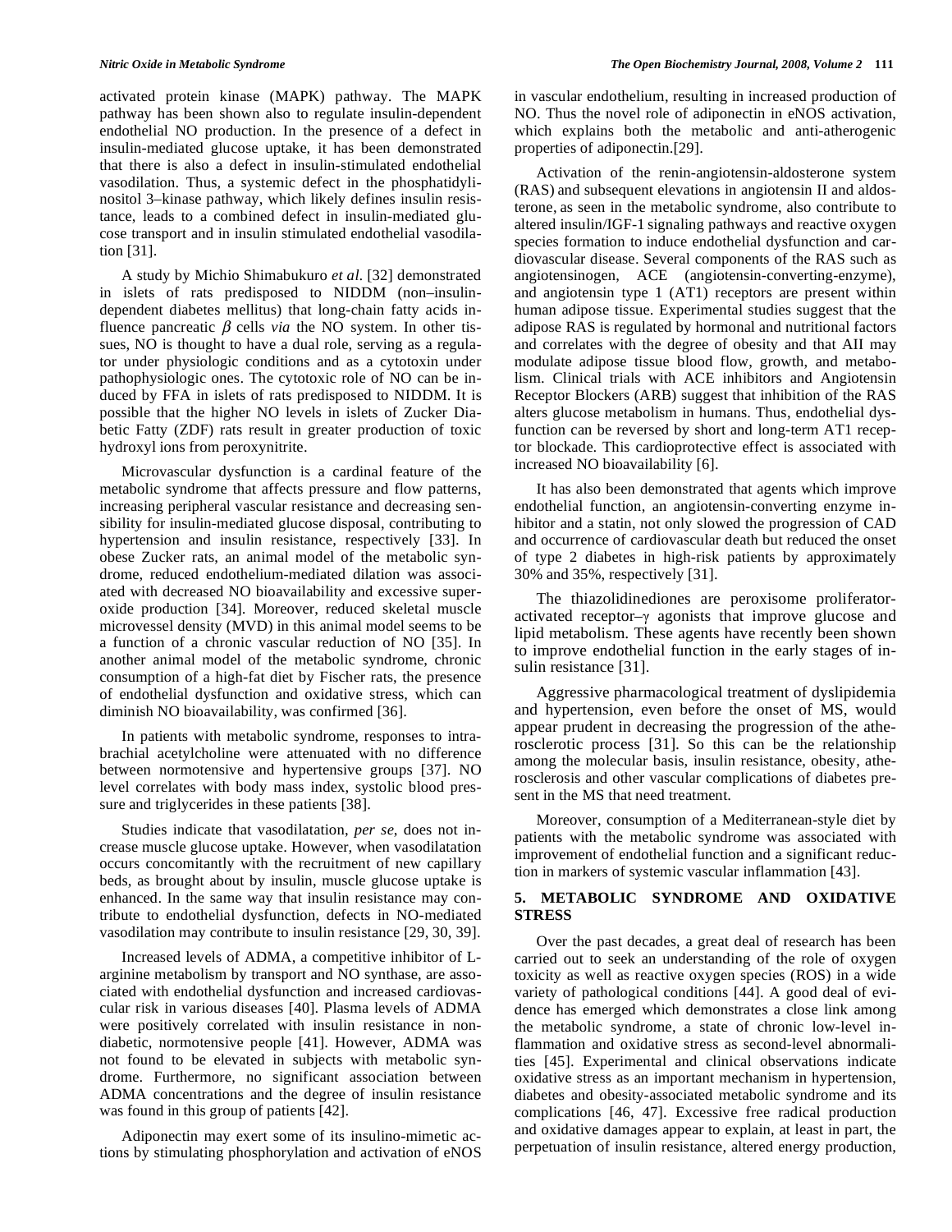activated protein kinase (MAPK) pathway. The MAPK pathway has been shown also to regulate insulin-dependent endothelial NO production. In the presence of a defect in insulin-mediated glucose uptake, it has been demonstrated that there is also a defect in insulin-stimulated endothelial vasodilation. Thus, a systemic defect in the phosphatidylinositol 3–kinase pathway, which likely defines insulin resistance, leads to a combined defect in insulin-mediated glucose transport and in insulin stimulated endothelial vasodilation [31].

A study by Michio Shimabukuro *et al.* [32] demonstrated in islets of rats predisposed to NIDDM (non–insulin-dependent diabetes mellitus) that long-chain fatty acids influence pancreatic $\beta$ cells *via* the NO system. In other tissues, NO is thought to have a dual role, serving as a regulator under physiologic conditions and as a cytotoxin under pathophysiologic ones. The cytotoxic role of NO can be induced by FFA in islets of rats predisposed to NIDDM. It is possible that the higher NO levels in islets of Zucker Diabetic Fatty (ZDF) rats result in greater production of toxic hydroxyl ions from peroxynitrite.

Microvascular dysfunction is a cardinal feature of the metabolic syndrome that affects pressure and flow patterns, increasing peripheral vascular resistance and decreasing sensibility for insulin-mediated glucose disposal, contributing to hypertension and insulin resistance, respectively [33]. In obese Zucker rats, an animal model of the metabolic syndrome, reduced endothelium-mediated dilation was associated with decreased NO bioavailability and excessive superoxide production [34]. Moreover, reduced skeletal muscle microvessel density (MVD) in this animal model seems to be a function of a chronic vascular reduction of NO [35]. In another animal model of the metabolic syndrome, chronic consumption of a high-fat diet by Fischer rats, the presence of endothelial dysfunction and oxidative stress, which can diminish NO bioavailability, was confirmed [36].

In patients with metabolic syndrome, responses to intrabrachial acetylcholine were attenuated with no difference between normotensive and hypertensive groups [37]. NO level correlates with body mass index, systolic blood pressure and triglycerides in these patients [38].

Studies indicate that vasodilatation, *per se*, does not increase muscle glucose uptake. However, when vasodilatation occurs concomitantly with the recruitment of new capillary beds, as brought about by insulin, muscle glucose uptake is enhanced. In the same way that insulin resistance may contribute to endothelial dysfunction, defects in NO-mediated vasodilation may contribute to insulin resistance [29, 30, 39].

Increased levels of ADMA, a competitive inhibitor of L-arginine metabolism by transport and NO synthase, are associated with endothelial dysfunction and increased cardiovascular risk in various diseases [40]. Plasma levels of ADMA were positively correlated with insulin resistance in non-diabetic, normotensive people [41]. However, ADMA was not found to be elevated in subjects with metabolic syndrome. Furthermore, no significant association between ADMA concentrations and the degree of insulin resistance was found in this group of patients [42].

Adiponectin may exert some of its insulino-mimetic actions by stimulating phosphorylation and activation of eNOS in vascular endothelium, resulting in increased production of NO. Thus the novel role of adiponectin in eNOS activation, which explains both the metabolic and anti-atherogenic properties of adiponectin.[29].

Activation of the renin-angiotensin-aldosterone system (RAS) and subsequent elevations in angiotensin II and aldosterone, as seen in the metabolic syndrome, also contribute to altered insulin/IGF-1 signaling pathways and reactive oxygen species formation to induce endothelial dysfunction and cardiovascular disease. Several components of the RAS such as angiotensinogen, ACE (angiotensin-converting-enzyme), and angiotensin type 1 (AT1) receptors are present within human adipose tissue. Experimental studies suggest that the adipose RAS is regulated by hormonal and nutritional factors and correlates with the degree of obesity and that AII may modulate adipose tissue blood flow, growth, and metabolism. Clinical trials with ACE inhibitors and Angiotensin Receptor Blockers (ARB) suggest that inhibition of the RAS alters glucose metabolism in humans. Thus, endothelial dysfunction can be reversed by short and long-term AT1 receptor blockade. This cardioprotective effect is associated with increased NO bioavailability [6].

It has also been demonstrated that agents which improve endothelial function, an angiotensin-converting enzyme inhibitor and a statin, not only slowed the progression of CAD and occurrence of cardiovascular death but reduced the onset of type 2 diabetes in high-risk patients by approximately 30% and 35%, respectively [31].

The thiazolidinediones are peroxisome proliferator-activated receptor–$\gamma$ agonists that improve glucose and lipid metabolism. These agents have recently been shown to improve endothelial function in the early stages of insulin resistance [31].

Aggressive pharmacological treatment of dyslipidemia and hypertension, even before the onset of MS, would appear prudent in decreasing the progression of the atherosclerotic process [31]. So this can be the relationship among the molecular basis, insulin resistance, obesity, atherosclerosis and other vascular complications of diabetes present in the MS that need treatment.

Moreover, consumption of a Mediterranean-style diet by patients with the metabolic syndrome was associated with improvement of endothelial function and a significant reduction in markers of systemic vascular inflammation [43].

## 5. METABOLIC SYNDROME AND OXIDATIVE STRESS

Over the past decades, a great deal of research has been carried out to seek an understanding of the role of oxygen toxicity as well as reactive oxygen species (ROS) in a wide variety of pathological conditions [44]. A good deal of evidence has emerged which demonstrates a close link among the metabolic syndrome, a state of chronic low-level inflammation and oxidative stress as second-level abnormalities [45]. Experimental and clinical observations indicate oxidative stress as an important mechanism in hypertension, diabetes and obesity-associated metabolic syndrome and its complications [46, 47]. Excessive free radical production and oxidative damages appear to explain, at least in part, the perpetuation of insulin resistance, altered energy production,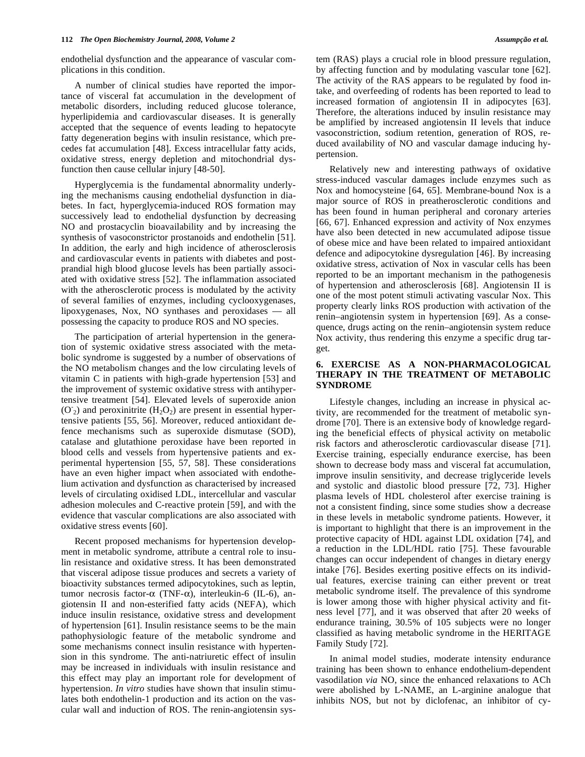endothelial dysfunction and the appearance of vascular complications in this condition.

A number of clinical studies have reported the importance of visceral fat accumulation in the development of metabolic disorders, including reduced glucose tolerance, hyperlipidemia and cardiovascular diseases. It is generally accepted that the sequence of events leading to hepatocyte fatty degeneration begins with insulin resistance, which precedes fat accumulation [48]. Excess intracellular fatty acids, oxidative stress, energy depletion and mitochondrial dysfunction then cause cellular injury [48-50].

Hyperglycemia is the fundamental abnormality underlying the mechanisms causing endothelial dysfunction in diabetes. In fact, hyperglycemia-induced ROS formation may successively lead to endothelial dysfunction by decreasing NO and prostacyclin bioavailability and by increasing the synthesis of vasoconstrictor prostanoids and endothelin [51]. In addition, the early and high incidence of atherosclerosis and cardiovascular events in patients with diabetes and postprandial high blood glucose levels has been partially associated with oxidative stress [52]. The inflammation associated with the atherosclerotic process is modulated by the activity of several families of enzymes, including cyclooxygenases, lipoxygenases, Nox, NO synthases and peroxidases — all possessing the capacity to produce ROS and NO species.

The participation of arterial hypertension in the generation of systemic oxidative stress associated with the metabolic syndrome is suggested by a number of observations of the NO metabolism changes and the low circulating levels of vitamin C in patients with high-grade hypertension [53] and the improvement of systemic oxidative stress with antihypertensive treatment [54]. Elevated levels of superoxide anion ($O^{-}_{2}$) and peroxinitrite ($H_2O_2$) are present in essential hypertensive patients [55, 56]. Moreover, reduced antioxidant defence mechanisms such as superoxide dismutase (SOD), catalase and glutathione peroxidase have been reported in blood cells and vessels from hypertensive patients and experimental hypertension [55, 57, 58]. These considerations have an even higher impact when associated with endothelium activation and dysfunction as characterised by increased levels of circulating oxidised LDL, intercellular and vascular adhesion molecules and C-reactive protein [59], and with the evidence that vascular complications are also associated with oxidative stress events [60].

Recent proposed mechanisms for hypertension development in metabolic syndrome, attribute a central role to insulin resistance and oxidative stress. It has been demonstrated that visceral adipose tissue produces and secrets a variety of bioactivity substances termed adipocytokines, such as leptin, tumor necrosis factor-$\alpha$ (TNF-$\alpha$), interleukin-6 (IL-6), angiotensin II and non-esterified fatty acids (NEFA), which induce insulin resistance, oxidative stress and development of hypertension [61]. Insulin resistance seems to be the main pathophysiologic feature of the metabolic syndrome and some mechanisms connect insulin resistance with hypertension in this syndrome. The anti-natriuretic effect of insulin may be increased in individuals with insulin resistance and this effect may play an important role for development of hypertension. *In vitro* studies have shown that insulin stimulates both endothelin-1 production and its action on the vascular wall and induction of ROS. The renin-angiotensin system (RAS) plays a crucial role in blood pressure regulation, by affecting function and by modulating vascular tone [62]. The activity of the RAS appears to be regulated by food intake, and overfeeding of rodents has been reported to lead to increased formation of angiotensin II in adipocytes [63]. Therefore, the alterations induced by insulin resistance may be amplified by increased angiotensin II levels that induce vasoconstriction, sodium retention, generation of ROS, reduced availability of NO and vascular damage inducing hypertension.

Relatively new and interesting pathways of oxidative stress-induced vascular damages include enzymes such as Nox and homocysteine [64, 65]. Membrane-bound Nox is a major source of ROS in preatherosclerotic conditions and has been found in human peripheral and coronary arteries [66, 67]. Enhanced expression and activity of Nox enzymes have also been detected in new accumulated adipose tissue of obese mice and have been related to impaired antioxidant defence and adipocytokine dysregulation [46]. By increasing oxidative stress, activation of Nox in vascular cells has been reported to be an important mechanism in the pathogenesis of hypertension and atherosclerosis [68]. Angiotensin II is one of the most potent stimuli activating vascular Nox. This property clearly links ROS production with activation of the renin–angiotensin system in hypertension [69]. As a consequence, drugs acting on the renin–angiotensin system reduce Nox activity, thus rendering this enzyme a specific drug target.

## 6. EXERCISE AS A NON-PHARMACOLOGICAL THERAPY IN THE TREATMENT OF METABOLIC SYNDROME

Lifestyle changes, including an increase in physical activity, are recommended for the treatment of metabolic syndrome [70]. There is an extensive body of knowledge regarding the beneficial effects of physical activity on metabolic risk factors and atherosclerotic cardiovascular disease [71]. Exercise training, especially endurance exercise, has been shown to decrease body mass and visceral fat accumulation, improve insulin sensitivity, and decrease triglyceride levels and systolic and diastolic blood pressure [72, 73]. Higher plasma levels of HDL cholesterol after exercise training is not a consistent finding, since some studies show a decrease in these levels in metabolic syndrome patients. However, it is important to highlight that there is an improvement in the protective capacity of HDL against LDL oxidation [74], and a reduction in the LDL/HDL ratio [75]. These favourable changes can occur independent of changes in dietary energy intake [76]. Besides exerting positive effects on its individual features, exercise training can either prevent or treat metabolic syndrome itself. The prevalence of this syndrome is lower among those with higher physical activity and fitness level [77], and it was observed that after 20 weeks of endurance training, 30.5% of 105 subjects were no longer classified as having metabolic syndrome in the HERITAGE Family Study [72].

In animal model studies, moderate intensity endurance training has been shown to enhance endothelium-dependent vasodilation *via* NO, since the enhanced relaxations to ACh were abolished by L-NAME, an L-arginine analogue that inhibits NOS, but not by diclofenac, an inhibitor of cy-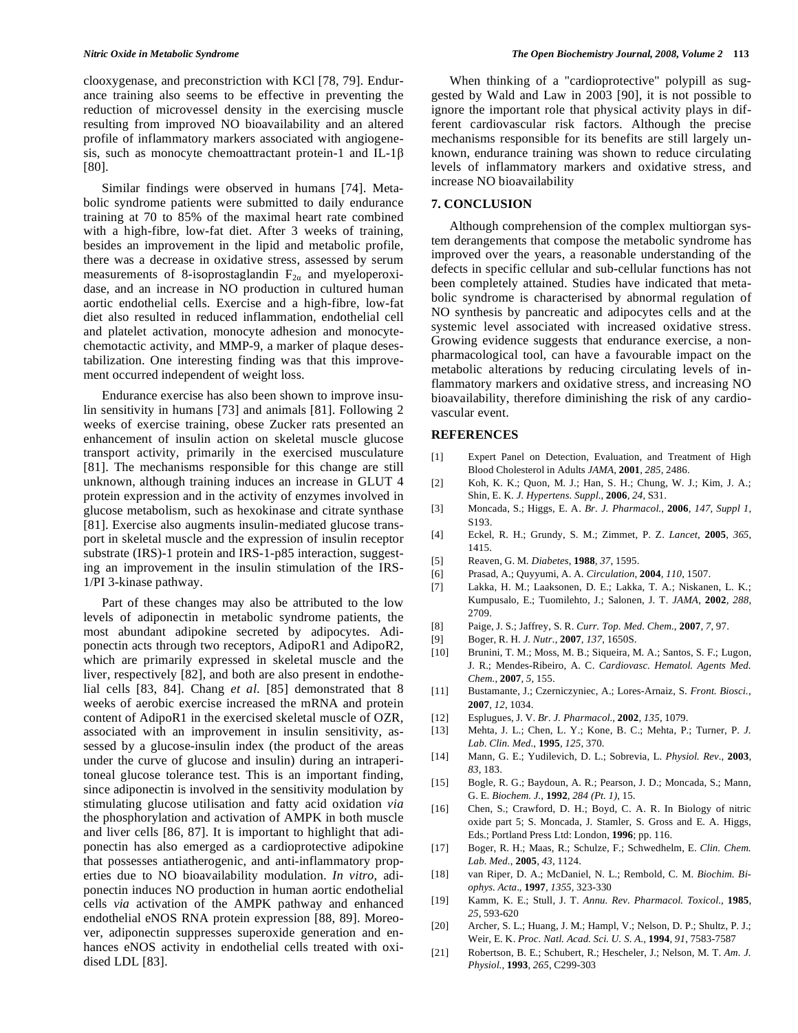clooxygenase, and preconstriction with KCl [78, 79]. Endurance training also seems to be effective in preventing the reduction of microvessel density in the exercising muscle resulting from improved NO bioavailability and an altered profile of inflammatory markers associated with angiogenesis, such as monocyte chemoattractant protein-1 and IL-1β [80].

Similar findings were observed in humans [74]. Metabolic syndrome patients were submitted to daily endurance training at 70 to 85% of the maximal heart rate combined with a high-fibre, low-fat diet. After 3 weeks of training, besides an improvement in the lipid and metabolic profile, there was a decrease in oxidative stress, assessed by serum measurements of 8-isoprostaglandin $F_{2\alpha}$ and myeloperoxidase, and an increase in NO production in cultured human aortic endothelial cells. Exercise and a high-fibre, low-fat diet also resulted in reduced inflammation, endothelial cell and platelet activation, monocyte adhesion and monocyte-chemotactic activity, and MMP-9, a marker of plaque desestabilization. One interesting finding was that this improvement occurred independent of weight loss.

Endurance exercise has also been shown to improve insulin sensitivity in humans [73] and animals [81]. Following 2 weeks of exercise training, obese Zucker rats presented an enhancement of insulin action on skeletal muscle glucose transport activity, primarily in the exercised musculature [81]. The mechanisms responsible for this change are still unknown, although training induces an increase in GLUT 4 protein expression and in the activity of enzymes involved in glucose metabolism, such as hexokinase and citrate synthase [81]. Exercise also augments insulin-mediated glucose transport in skeletal muscle and the expression of insulin receptor substrate (IRS)-1 protein and IRS-1-p85 interaction, suggesting an improvement in the insulin stimulation of the IRS-1/PI 3-kinase pathway.

Part of these changes may also be attributed to the low levels of adiponectin in metabolic syndrome patients, the most abundant adipokine secreted by adipocytes. Adiponectin acts through two receptors, AdipoR1 and AdipoR2, which are primarily expressed in skeletal muscle and the liver, respectively [82], and both are also present in endothelial cells [83, 84]. Chang *et al.* [85] demonstrated that 8 weeks of aerobic exercise increased the mRNA and protein content of AdipoR1 in the exercised skeletal muscle of OZR, associated with an improvement in insulin sensitivity, assessed by a glucose-insulin index (the product of the areas under the curve of glucose and insulin) during an intraperitoneal glucose tolerance test. This is an important finding, since adiponectin is involved in the sensitivity modulation by stimulating glucose utilisation and fatty acid oxidation *via* the phosphorylation and activation of AMPK in both muscle and liver cells [86, 87]. It is important to highlight that adiponectin has also emerged as a cardioprotective adipokine that possesses antiatherogenic, and anti-inflammatory properties due to NO bioavailability modulation. *In vitro*, adiponectin induces NO production in human aortic endothelial cells *via* activation of the AMPK pathway and enhanced endothelial eNOS RNA protein expression [88, 89]. Moreover, adiponectin suppresses superoxide generation and enhances eNOS activity in endothelial cells treated with oxidised LDL [83].

When thinking of a "cardioprotective" polypill as suggested by Wald and Law in 2003 [90], it is not possible to ignore the important role that physical activity plays in different cardiovascular risk factors. Although the precise mechanisms responsible for its benefits are still largely unknown, endurance training was shown to reduce circulating levels of inflammatory markers and oxidative stress, and increase NO bioavailability

## 7. CONCLUSION

Although comprehension of the complex multiorgan system derangements that compose the metabolic syndrome has improved over the years, a reasonable understanding of the defects in specific cellular and sub-cellular functions has not been completely attained. Studies have indicated that metabolic syndrome is characterised by abnormal regulation of NO synthesis by pancreatic and adipocytes cells and at the systemic level associated with increased oxidative stress. Growing evidence suggests that endurance exercise, a non-pharmacological tool, can have a favourable impact on the metabolic alterations by reducing circulating levels of inflammatory markers and oxidative stress, and increasing NO bioavailability, therefore diminishing the risk of any cardiovascular event.

## REFERENCES

[1] Expert Panel on Detection, Evaluation, and Treatment of High Blood Cholesterol in Adults *JAMA*, **2001**, *285*, 2486.

[2] Koh, K. K.; Quon, M. J.; Han, S. H.; Chung, W. J.; Kim, J. A.; Shin, E. K. *J. Hypertens. Suppl.*, **2006**, *24*, S31.

[3] Moncada, S.; Higgs, E. A. *Br. J. Pharmacol.*, **2006**, *147*, *Suppl 1*, S193.

[4] Eckel, R. H.; Grundy, S. M.; Zimmet, P. Z. *Lancet*, **2005**, *365*, 1415.

[5] Reaven, G. M. *Diabetes*, **1988**, *37*, 1595.

[6] Prasad, A.; Quyyumi, A. A. *Circulation*, **2004**, *110*, 1507.

[7] Lakka, H. M.; Laaksonen, D. E.; Lakka, T. A.; Niskanen, L. K.; Kumpusalo, E.; Tuomilehto, J.; Salonen, J. T. *JAMA*, **2002**, *288*, 2709.

[8] Paige, J. S.; Jaffrey, S. R. *Curr. Top. Med. Chem.*, **2007**, *7*, 97.

[9] Boger, R. H. *J. Nutr.*, **2007**, *137*, 1650S.

[10] Brunini, T. M.; Moss, M. B.; Siqueira, M. A.; Santos, S. F.; Lugon, J. R.; Mendes-Ribeiro, A. C. *Cardiovasc. Hematol. Agents Med. Chem.*, **2007**, *5*, 155.

[11] Bustamante, J.; Czerniczyniec, A.; Lores-Arnaiz, S. *Front. Biosci.*, **2007**, *12*, 1034.

[12] Esplugues, J. V. *Br. J. Pharmacol.*, **2002**, *135*, 1079.

[13] Mehta, J. L.; Chen, L. Y.; Kone, B. C.; Mehta, P.; Turner, P. *J. Lab. Clin. Med.*, **1995**, *125*, 370.

[14] Mann, G. E.; Yudilevich, D. L.; Sobrevia, L. *Physiol. Rev.*, **2003**, *83*, 183.

[15] Bogle, R. G.; Baydoun, A. R.; Pearson, J. D.; Moncada, S.; Mann, G. E. *Biochem. J.*, **1992**, *284 (Pt. 1)*, 15.

[16] Chen, S.; Crawford, D. H.; Boyd, C. A. R. In Biology of nitric oxide part 5; S. Moncada, J. Stamler, S. Gross and E. A. Higgs, Eds.; Portland Press Ltd: London, **1996**; pp. 116.

[17] Boger, R. H.; Maas, R.; Schulze, F.; Schwedhelm, E. *Clin. Chem. Lab. Med.*, **2005**, *43*, 1124.

[18] van Riper, D. A.; McDaniel, N. L.; Rembold, C. M. *Biochim. Biophys. Acta*., **1997**, *1355*, 323-330

[19] Kamm, K. E.; Stull, J. T. *Annu. Rev. Pharmacol. Toxicol.*, **1985**, *25*, 593-620

[20] Archer, S. L.; Huang, J. M.; Hampl, V.; Nelson, D. P.; Shultz, P. J.; Weir, E. K. *Proc. Natl. Acad. Sci. U. S. A.*, **1994**, *91*, 7583-7587

[21] Robertson, B. E.; Schubert, R.; Hescheler, J.; Nelson, M. T. *Am. J. Physiol.*, **1993**, *265*, C299-303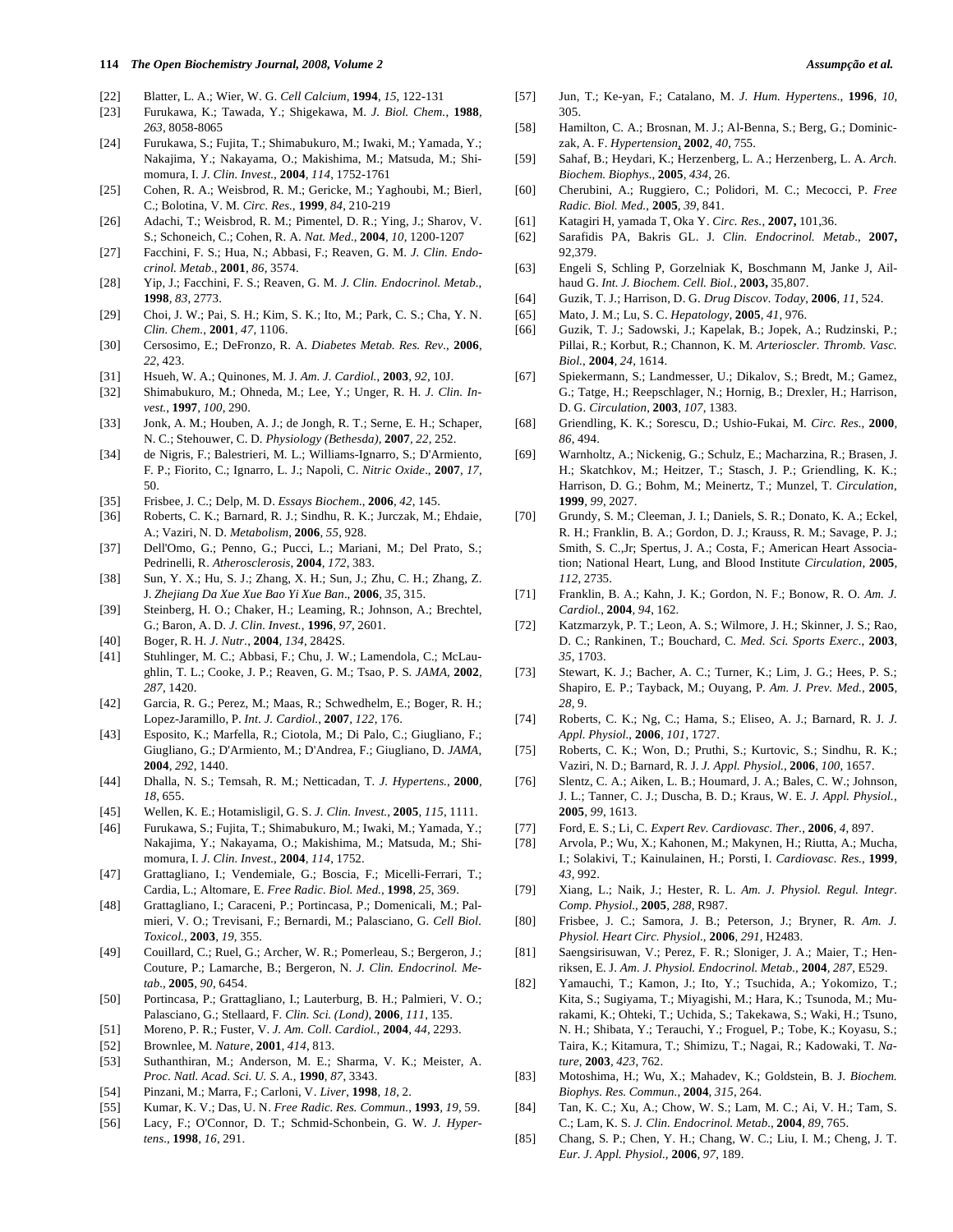[22] Blatter, L. A.; Wier, W. G. *Cell Calcium*, **1994**, *15*, 122-131

[23] Furukawa, K.; Tawada, Y.; Shigekawa, M. *J. Biol. Chem.*, **1988**, *263*, 8058-8065

[24] Furukawa, S.; Fujita, T.; Shimabukuro, M.; Iwaki, M.; Yamada, Y.; Nakajima, Y.; Nakayama, O.; Makishima, M.; Matsuda, M.; Shimomura, I. *J. Clin. Invest.*, **2004**, *114*, 1752-1761

[25] Cohen, R. A.; Weisbrod, R. M.; Gericke, M.; Yaghoubi, M.; Bierl, C.; Bolotina, V. M. *Circ. Res.*, **1999**, *84*, 210-219

[26] Adachi, T.; Weisbrod, R. M.; Pimentel, D. R.; Ying, J.; Sharov, V. S.; Schoneich, C.; Cohen, R. A. *Nat. Med.*, **2004**, *10*, 1200-1207

[27] Facchini, F. S.; Hua, N.; Abbasi, F.; Reaven, G. M. *J. Clin. Endocrinol. Metab.*, **2001**, *86*, 3574.

[28] Yip, J.; Facchini, F. S.; Reaven, G. M. *J. Clin. Endocrinol. Metab.*, **1998**, *83*, 2773.

[29] Choi, J. W.; Pai, S. H.; Kim, S. K.; Ito, M.; Park, C. S.; Cha, Y. N. *Clin. Chem.*, **2001**, *47*, 1106.

[30] Cersosimo, E.; DeFronzo, R. A. *Diabetes Metab. Res. Rev*., **2006**, *22*, 423.

[31] Hsueh, W. A.; Quinones, M. J. *Am. J. Cardiol.*, **2003**, *92*, 10J.

[32] Shimabukuro, M.; Ohneda, M.; Lee, Y.; Unger, R. H. *J. Clin. Invest.*, **1997**, *100*, 290.

[33] Jonk, A. M.; Houben, A. J.; de Jongh, R. T.; Serne, E. H.; Schaper, N. C.; Stehouwer, C. D. *Physiology (Bethesda)*, **2007**, *22*, 252.

[34] de Nigris, F.; Balestrieri, M. L.; Williams-Ignarro, S.; D'Armiento, F. P.; Fiorito, C.; Ignarro, L. J.; Napoli, C. *Nitric Oxide*., **2007**, *17*, 50.

[35] Frisbee, J. C.; Delp, M. D. *Essays Biochem.*, **2006**, *42*, 145.

[36] Roberts, C. K.; Barnard, R. J.; Sindhu, R. K.; Jurczak, M.; Ehdaie, A.; Vaziri, N. D. *Metabolism*, **2006**, *55*, 928.

[37] Dell'Omo, G.; Penno, G.; Pucci, L.; Mariani, M.; Del Prato, S.; Pedrinelli, R. *Atherosclerosis*, **2004**, *172*, 383.

[38] Sun, Y. X.; Hu, S. J.; Zhang, X. H.; Sun, J.; Zhu, C. H.; Zhang, Z. J. *Zhejiang Da Xue Xue Bao Yi Xue Ban*., **2006**, *35*, 315.

[39] Steinberg, H. O.; Chaker, H.; Leaming, R.; Johnson, A.; Brechtel, G.; Baron, A. D. *J. Clin. Invest.*, **1996**, *97*, 2601.

[40] Boger, R. H. *J. Nutr.*, **2004**, *134*, 2842S.

[41] Stuhlinger, M. C.; Abbasi, F.; Chu, J. W.; Lamendola, C.; McLaughlin, T. L.; Cooke, J. P.; Reaven, G. M.; Tsao, P. S. *JAMA*, **2002**, *287*, 1420.

[42] Garcia, R. G.; Perez, M.; Maas, R.; Schwedhelm, E.; Boger, R. H.; Lopez-Jaramillo, P. *Int. J. Cardiol.*, **2007**, *122*, 176.

[43] Esposito, K.; Marfella, R.; Ciotola, M.; Di Palo, C.; Giugliano, F.; Giugliano, G.; D'Armiento, M.; D'Andrea, F.; Giugliano, D. *JAMA*, **2004**, *292*, 1440.

[44] Dhalla, N. S.; Temsah, R. M.; Netticadan, T. *J. Hypertens.*, **2000**, *18*, 655.

[45] Wellen, K. E.; Hotamisligil, G. S. *J. Clin. Invest.*, **2005**, *115*, 1111.

[46] Furukawa, S.; Fujita, T.; Shimabukuro, M.; Iwaki, M.; Yamada, Y.; Nakajima, Y.; Nakayama, O.; Makishima, M.; Matsuda, M.; Shimomura, I. *J. Clin. Invest.*, **2004**, *114*, 1752.

[47] Grattagliano, I.; Vendemiale, G.; Boscia, F.; Micelli-Ferrari, T.; Cardia, L.; Altomare, E. *Free Radic. Biol. Med.*, **1998**, *25*, 369.

[48] Grattagliano, I.; Caraceni, P.; Portincasa, P.; Domenicali, M.; Palmieri, V. O.; Trevisani, F.; Bernardi, M.; Palasciano, G. *Cell Biol. Toxicol.*, **2003**, *19*, 355.

[49] Couillard, C.; Ruel, G.; Archer, W. R.; Pomerleau, S.; Bergeron, J.; Couture, P.; Lamarche, B.; Bergeron, N. *J. Clin. Endocrinol. Metab.*, **2005**, *90*, 6454.

[50] Portincasa, P.; Grattagliano, I.; Lauterburg, B. H.; Palmieri, V. O.; Palasciano, G.; Stellaard, F. *Clin. Sci. (Lond)*, **2006**, *111*, 135.

[51] Moreno, P. R.; Fuster, V. *J. Am. Coll. Cardiol.*, **2004**, *44*, 2293.

[52] Brownlee, M. *Nature*, **2001**, *414*, 813.

[53] Suthanthiran, M.; Anderson, M. E.; Sharma, V. K.; Meister, A. *Proc. Natl. Acad. Sci. U. S. A.*, **1990**, *87*, 3343.

[54] Pinzani, M.; Marra, F.; Carloni, V. *Liver*, **1998**, *18*, 2.

[55] Kumar, K. V.; Das, U. N. *Free Radic. Res. Commun.*, **1993**, *19*, 59.

[56] Lacy, F.; O'Connor, D. T.; Schmid-Schonbein, G. W. *J. Hypertens.*, **1998**, *16*, 291.

[57] Jun, T.; Ke-yan, F.; Catalano, M. *J. Hum. Hypertens.*, **1996**, *10*, 305.

[58] Hamilton, C. A.; Brosnan, M. J.; Al-Benna, S.; Berg, G.; Dominiczak, A. F. *Hypertension*, **2002**, *40*, 755.

[59] Sahaf, B.; Heydari, K.; Herzenberg, L. A.; Herzenberg, L. A. *Arch. Biochem. Biophys*., **2005**, *434*, 26.

[60] Cherubini, A.; Ruggiero, C.; Polidori, M. C.; Mecocci, P. *Free Radic. Biol. Med.*, **2005**, *39*, 841.

[61] Katagiri H, yamada T, Oka Y. *Circ. Res.*, **2007,** 101,36.

[62] Sarafidis PA, Bakris GL. J. *Clin. Endocrinol. Metab*., **2007,** 92,379.

[63] Engeli S, Schling P, Gorzelniak K, Boschmann M, Janke J, Ailhaud G. *Int. J. Biochem. Cell. Biol.*, **2003,** 35,807.

[64] Guzik, T. J.; Harrison, D. G. *Drug Discov. Today*, **2006**, *11*, 524.

[65] Mato, J. M.; Lu, S. C. *Hepatology*, **2005**, *41*, 976.

[66] Guzik, T. J.; Sadowski, J.; Kapelak, B.; Jopek, A.; Rudzinski, P.; Pillai, R.; Korbut, R.; Channon, K. M. *Arterioscler. Thromb. Vasc. Biol.*, **2004**, *24*, 1614.

[67] Spiekermann, S.; Landmesser, U.; Dikalov, S.; Bredt, M.; Gamez, G.; Tatge, H.; Reepschlager, N.; Hornig, B.; Drexler, H.; Harrison, D. G. *Circulation*, **2003**, *107*, 1383.

[68] Griendling, K. K.; Sorescu, D.; Ushio-Fukai, M. *Circ. Res.*, **2000**, *86*, 494.

[69] Warnholtz, A.; Nickenig, G.; Schulz, E.; Macharzina, R.; Brasen, J. H.; Skatchkov, M.; Heitzer, T.; Stasch, J. P.; Griendling, K. K.; Harrison, D. G.; Bohm, M.; Meinertz, T.; Munzel, T. *Circulation*, **1999**, *99*, 2027.

[70] Grundy, S. M.; Cleeman, J. I.; Daniels, S. R.; Donato, K. A.; Eckel, R. H.; Franklin, B. A.; Gordon, D. J.; Krauss, R. M.; Savage, P. J.; Smith, S. C.,Jr; Spertus, J. A.; Costa, F.; American Heart Association; National Heart, Lung, and Blood Institute *Circulation*, **2005**, *112*, 2735.

[71] Franklin, B. A.; Kahn, J. K.; Gordon, N. F.; Bonow, R. O. *Am. J. Cardiol.*, **2004**, *94*, 162.

[72] Katzmarzyk, P. T.; Leon, A. S.; Wilmore, J. H.; Skinner, J. S.; Rao, D. C.; Rankinen, T.; Bouchard, C. *Med. Sci. Sports Exerc.*, **2003**, *35*, 1703.

[73] Stewart, K. J.; Bacher, A. C.; Turner, K.; Lim, J. G.; Hees, P. S.; Shapiro, E. P.; Tayback, M.; Ouyang, P. *Am. J. Prev. Med.*, **2005**, *28*, 9.

[74] Roberts, C. K.; Ng, C.; Hama, S.; Eliseo, A. J.; Barnard, R. J. *J. Appl. Physiol.*, **2006**, *101*, 1727.

[75] Roberts, C. K.; Won, D.; Pruthi, S.; Kurtovic, S.; Sindhu, R. K.; Vaziri, N. D.; Barnard, R. J. *J. Appl. Physiol.*, **2006**, *100*, 1657.

[76] Slentz, C. A.; Aiken, L. B.; Houmard, J. A.; Bales, C. W.; Johnson, J. L.; Tanner, C. J.; Duscha, B. D.; Kraus, W. E. *J. Appl. Physiol.*, **2005**, *99*, 1613.

[77] Ford, E. S.; Li, C. *Expert Rev. Cardiovasc. Ther.*, **2006**, *4*, 897.

[78] Arvola, P.; Wu, X.; Kahonen, M.; Makynen, H.; Riutta, A.; Mucha, I.; Solakivi, T.; Kainulainen, H.; Porsti, I. *Cardiovasc. Res.*, **1999**, *43*, 992.

[79] Xiang, L.; Naik, J.; Hester, R. L. *Am. J. Physiol. Regul. Integr. Comp. Physiol*., **2005**, *288*, R987.

[80] Frisbee, J. C.; Samora, J. B.; Peterson, J.; Bryner, R. *Am. J. Physiol. Heart Circ. Physiol*., **2006**, *291*, H2483.

[81] Saengsirisuwan, V.; Perez, F. R.; Sloniger, J. A.; Maier, T.; Henriksen, E. J. *Am. J. Physiol. Endocrinol. Metab*., **2004**, *287*, E529.

[82] Yamauchi, T.; Kamon, J.; Ito, Y.; Tsuchida, A.; Yokomizo, T.; Kita, S.; Sugiyama, T.; Miyagishi, M.; Hara, K.; Tsunoda, M.; Murakami, K.; Ohteki, T.; Uchida, S.; Takekawa, S.; Waki, H.; Tsuno, N. H.; Shibata, Y.; Terauchi, Y.; Froguel, P.; Tobe, K.; Koyasu, S.; Taira, K.; Kitamura, T.; Shimizu, T.; Nagai, R.; Kadowaki, T. *Nature*, **2003**, *423*, 762.

[83] Motoshima, H.; Wu, X.; Mahadev, K.; Goldstein, B. J. *Biochem. Biophys. Res. Commun.*, **2004**, *315*, 264.

[84] Tan, K. C.; Xu, A.; Chow, W. S.; Lam, M. C.; Ai, V. H.; Tam, S. C.; Lam, K. S. *J. Clin. Endocrinol. Metab*., **2004**, *89*, 765.

[85] Chang, S. P.; Chen, Y. H.; Chang, W. C.; Liu, I. M.; Cheng, J. T. *Eur. J. Appl. Physiol.*, **2006**, *97*, 189.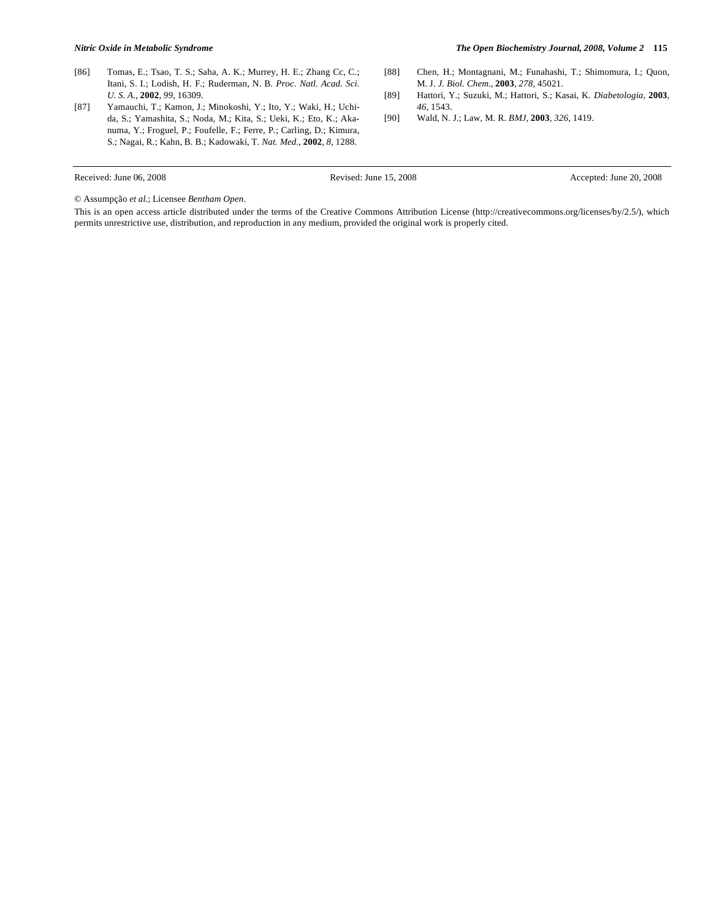[86] Tomas, E.; Tsao, T. S.; Saha, A. K.; Murrey, H. E.; Zhang Cc, C.; Itani, S. I.; Lodish, H. F.; Ruderman, N. B. *Proc. Natl. Acad. Sci. U. S. A.*, **2002**, *99*, 16309.

[87] Yamauchi, T.; Kamon, J.; Minokoshi, Y.; Ito, Y.; Waki, H.; Uchida, S.; Yamashita, S.; Noda, M.; Kita, S.; Ueki, K.; Eto, K.; Akanuma, Y.; Froguel, P.; Foufelle, F.; Ferre, P.; Carling, D.; Kimura, S.; Nagai, R.; Kahn, B. B.; Kadowaki, T. *Nat. Med.*, **2002**, *8*, 1288.

[88] Chen, H.; Montagnani, M.; Funahashi, T.; Shimomura, I.; Quon, M. J. *J. Biol. Chem.*, **2003**, *278*, 45021.

[89] Hattori, Y.; Suzuki, M.; Hattori, S.; Kasai, K. *Diabetologia*, **2003**, *46*, 1543.

[90] Wald, N. J.; Law, M. R. *BMJ*, **2003**, *326*, 1419.

---

Received: June 06, 2008 Revised: June 15, 2008 Accepted: June 20, 2008

© Assumpção *et al.*; Licensee *Bentham Open*.

This is an open access article distributed under the terms of the Creative Commons Attribution License (http://creativecommons.org/licenses/by/2.5/), which permits unrestrictive use, distribution, and reproduction in any medium, provided the original work is properly cited.